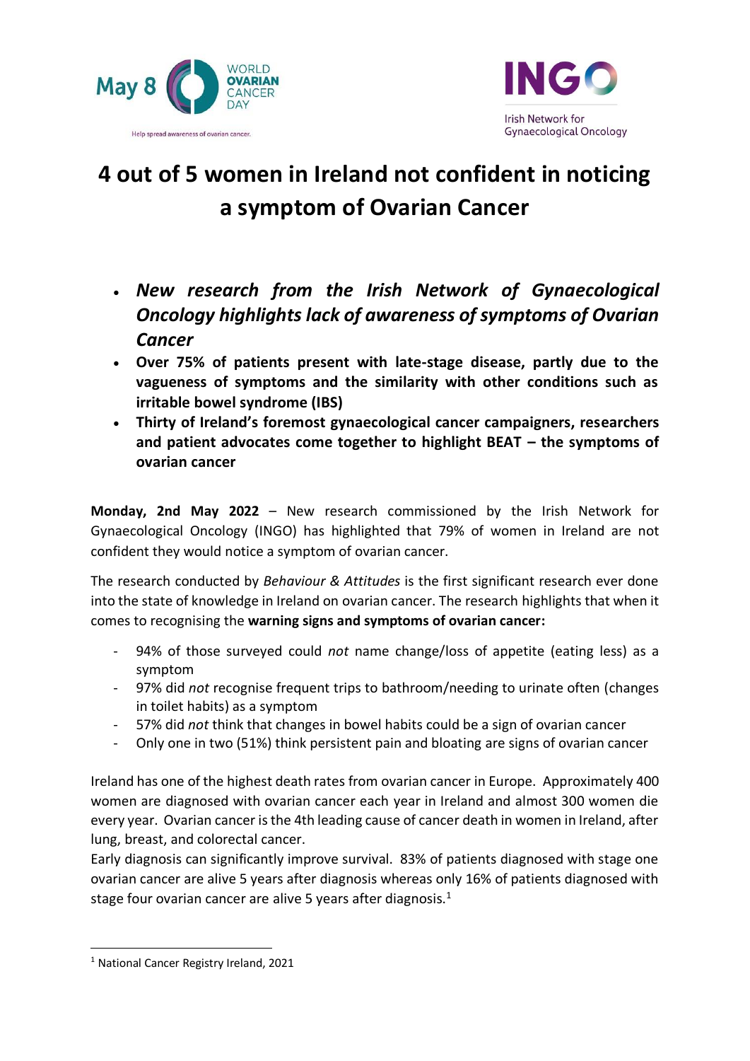# 4 out of 5 women in Ireland not confident in noticing a symptom of Ovarian Cancer

- ***New research from the Irish Network of Gynaecological Oncology highlights lack of awareness of symptoms of Ovarian Cancer***
- **Over 75% of patients present with late-stage disease, partly due to the vagueness of symptoms and the similarity with other conditions such as irritable bowel syndrome (IBS)**
- **Thirty of Ireland's foremost gynaecological cancer campaigners, researchers and patient advocates come together to highlight BEAT – the symptoms of ovarian cancer**

**Monday, 2nd May 2022** – New research commissioned by the Irish Network for Gynaecological Oncology (INGO) has highlighted that 79% of women in Ireland are not confident they would notice a symptom of ovarian cancer.

The research conducted by *Behaviour & Attitudes* is the first significant research ever done into the state of knowledge in Ireland on ovarian cancer. The research highlights that when it comes to recognising the **warning signs and symptoms of ovarian cancer:**

- 94% of those surveyed could *not* name change/loss of appetite (eating less) as a symptom
- 97% did *not* recognise frequent trips to bathroom/needing to urinate often (changes in toilet habits) as a symptom
- 57% did *not* think that changes in bowel habits could be a sign of ovarian cancer
- Only one in two (51%) think persistent pain and bloating are signs of ovarian cancer

Ireland has one of the highest death rates from ovarian cancer in Europe. Approximately 400 women are diagnosed with ovarian cancer each year in Ireland and almost 300 women die every year. Ovarian cancer is the 4th leading cause of cancer death in women in Ireland, after lung, breast, and colorectal cancer.

Early diagnosis can significantly improve survival. 83% of patients diagnosed with stage one ovarian cancer are alive 5 years after diagnosis whereas only 16% of patients diagnosed with stage four ovarian cancer are alive 5 years after diagnosis.[1]

[1] National Cancer Registry Ireland, 2021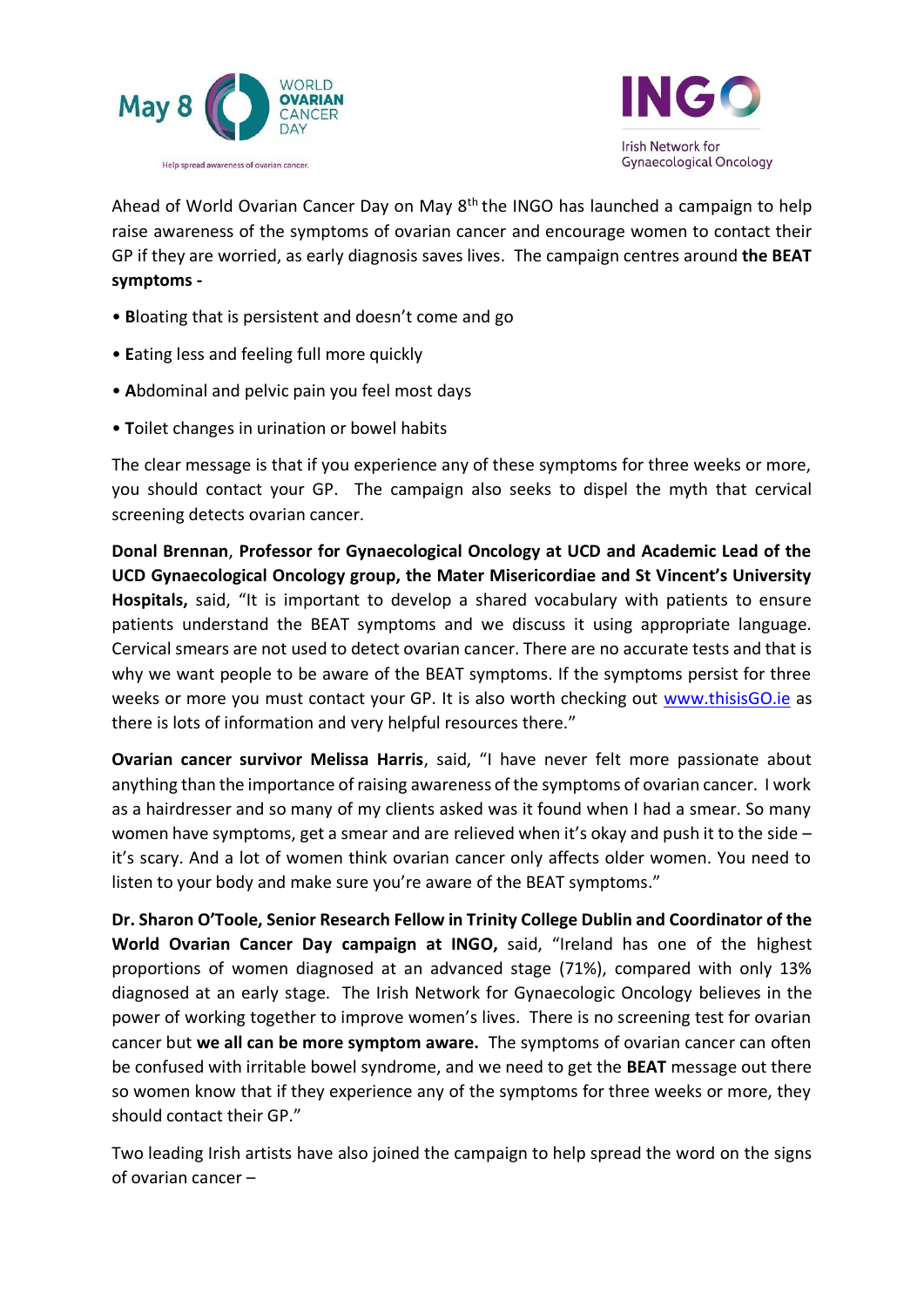Ahead of World Ovarian Cancer Day on May 8th the INGO has launched a campaign to help raise awareness of the symptoms of ovarian cancer and encourage women to contact their GP if they are worried, as early diagnosis saves lives. The campaign centres around **the BEAT symptoms -**

- **B**loating that is persistent and doesn't come and go
- **E**ating less and feeling full more quickly
- **A**bdominal and pelvic pain you feel most days
- **T**oilet changes in urination or bowel habits

The clear message is that if you experience any of these symptoms for three weeks or more, you should contact your GP. The campaign also seeks to dispel the myth that cervical screening detects ovarian cancer.

**Donal Brennan**, **Professor for Gynaecological Oncology at UCD and Academic Lead of the UCD Gynaecological Oncology group, the Mater Misericordiae and St Vincent's University Hospitals,** said, "It is important to develop a shared vocabulary with patients to ensure patients understand the BEAT symptoms and we discuss it using appropriate language. Cervical smears are not used to detect ovarian cancer. There are no accurate tests and that is why we want people to be aware of the BEAT symptoms. If the symptoms persist for three weeks or more you must contact your GP. It is also worth checking out [www.thisisGO.ie](http://www.thisisGO.ie) as there is lots of information and very helpful resources there."

**Ovarian cancer survivor Melissa Harris**, said, "I have never felt more passionate about anything than the importance of raising awareness of the symptoms of ovarian cancer. I work as a hairdresser and so many of my clients asked was it found when I had a smear. So many women have symptoms, get a smear and are relieved when it's okay and push it to the side – it's scary. And a lot of women think ovarian cancer only affects older women. You need to listen to your body and make sure you're aware of the BEAT symptoms."

**Dr. Sharon O'Toole, Senior Research Fellow in Trinity College Dublin and Coordinator of the World Ovarian Cancer Day campaign at INGO,** said, "Ireland has one of the highest proportions of women diagnosed at an advanced stage (71%), compared with only 13% diagnosed at an early stage. The Irish Network for Gynaecologic Oncology believes in the power of working together to improve women's lives. There is no screening test for ovarian cancer but **we all can be more symptom aware.** The symptoms of ovarian cancer can often be confused with irritable bowel syndrome, and we need to get the **BEAT** message out there so women know that if they experience any of the symptoms for three weeks or more, they should contact their GP."

Two leading Irish artists have also joined the campaign to help spread the word on the signs of ovarian cancer –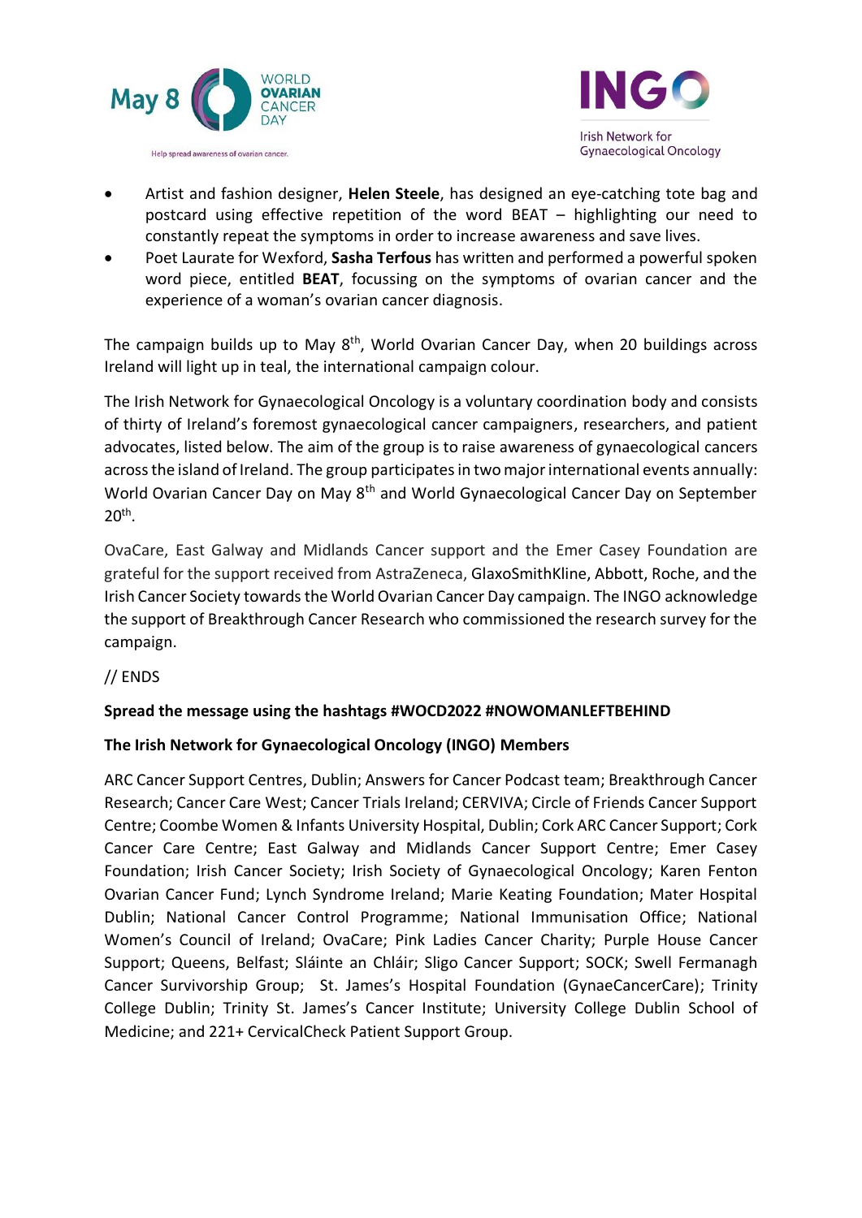- Artist and fashion designer, **Helen Steele**, has designed an eye-catching tote bag and postcard using effective repetition of the word BEAT – highlighting our need to constantly repeat the symptoms in order to increase awareness and save lives.
- Poet Laurate for Wexford, **Sasha Terfous** has written and performed a powerful spoken word piece, entitled **BEAT**, focussing on the symptoms of ovarian cancer and the experience of a woman's ovarian cancer diagnosis.

The campaign builds up to May 8th, World Ovarian Cancer Day, when 20 buildings across Ireland will light up in teal, the international campaign colour.

The Irish Network for Gynaecological Oncology is a voluntary coordination body and consists of thirty of Ireland's foremost gynaecological cancer campaigners, researchers, and patient advocates, listed below. The aim of the group is to raise awareness of gynaecological cancers across the island of Ireland. The group participates in two major international events annually: World Ovarian Cancer Day on May 8th and World Gynaecological Cancer Day on September 20th.

OvaCare, East Galway and Midlands Cancer support and the Emer Casey Foundation are grateful for the support received from AstraZeneca, GlaxoSmithKline, Abbott, Roche, and the Irish Cancer Society towards the World Ovarian Cancer Day campaign. The INGO acknowledge the support of Breakthrough Cancer Research who commissioned the research survey for the campaign.

// ENDS

**Spread the message using the hashtags #WOCD2022 #NOWOMANLEFTBEHIND**

**The Irish Network for Gynaecological Oncology (INGO) Members**

ARC Cancer Support Centres, Dublin; Answers for Cancer Podcast team; Breakthrough Cancer Research; Cancer Care West; Cancer Trials Ireland; CERVIVA; Circle of Friends Cancer Support Centre; Coombe Women & Infants University Hospital, Dublin; Cork ARC Cancer Support; Cork Cancer Care Centre; East Galway and Midlands Cancer Support Centre; Emer Casey Foundation; Irish Cancer Society; Irish Society of Gynaecological Oncology; Karen Fenton Ovarian Cancer Fund; Lynch Syndrome Ireland; Marie Keating Foundation; Mater Hospital Dublin; National Cancer Control Programme; National Immunisation Office; National Women's Council of Ireland; OvaCare; Pink Ladies Cancer Charity; Purple House Cancer Support; Queens, Belfast; Sláinte an Chláir; Sligo Cancer Support; SOCK; Swell Fermanagh Cancer Survivorship Group; St. James's Hospital Foundation (GynaeCancerCare); Trinity College Dublin; Trinity St. James's Cancer Institute; University College Dublin School of Medicine; and 221+ CervicalCheck Patient Support Group.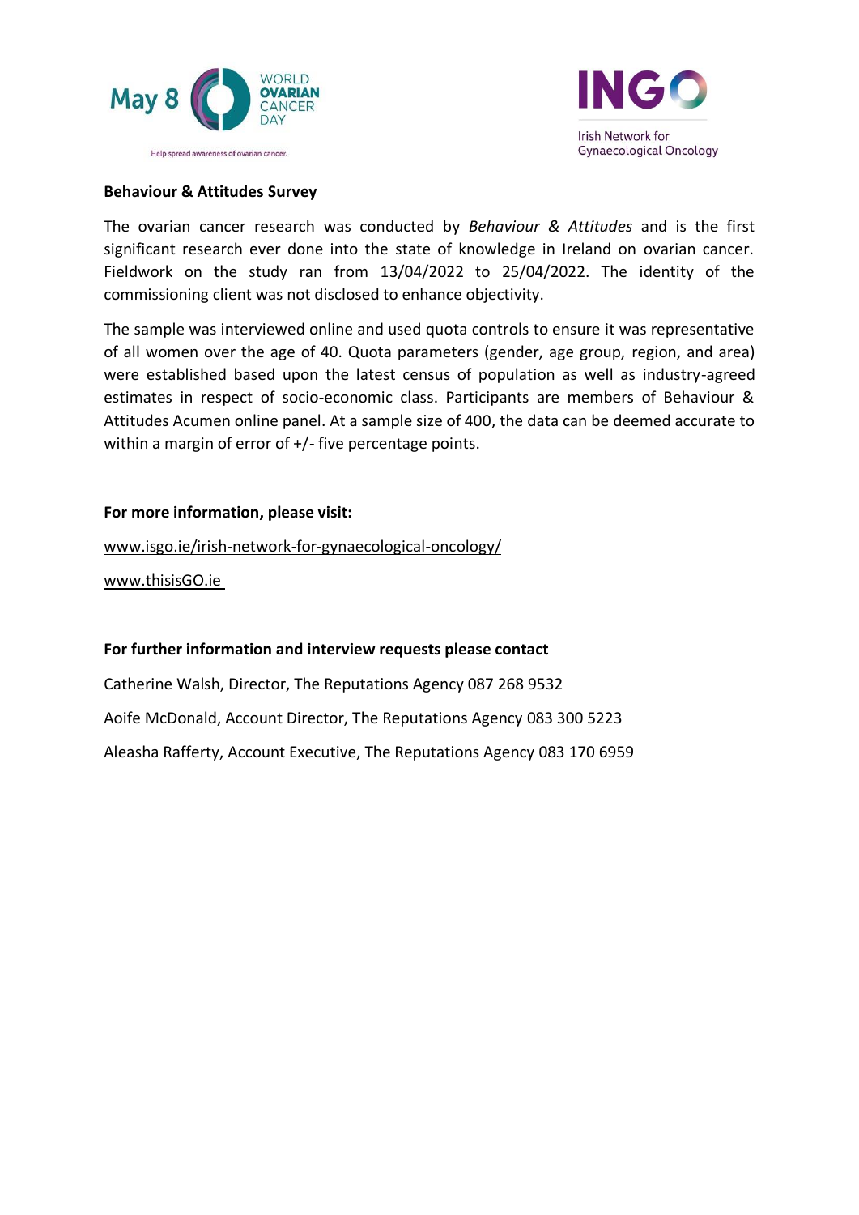**Behaviour & Attitudes Survey**

The ovarian cancer research was conducted by *Behaviour & Attitudes* and is the first significant research ever done into the state of knowledge in Ireland on ovarian cancer. Fieldwork on the study ran from 13/04/2022 to 25/04/2022. The identity of the commissioning client was not disclosed to enhance objectivity.

The sample was interviewed online and used quota controls to ensure it was representative of all women over the age of 40. Quota parameters (gender, age group, region, and area) were established based upon the latest census of population as well as industry-agreed estimates in respect of socio-economic class. Participants are members of Behaviour & Attitudes Acumen online panel. At a sample size of 400, the data can be deemed accurate to within a margin of error of +/- five percentage points.

**For more information, please visit:**

www.isgo.ie/irish-network-for-gynaecological-oncology/

www.thisisGO.ie

**For further information and interview requests please contact**

Catherine Walsh, Director, The Reputations Agency 087 268 9532

Aoife McDonald, Account Director, The Reputations Agency 083 300 5223

Aleasha Rafferty, Account Executive, The Reputations Agency 083 170 6959